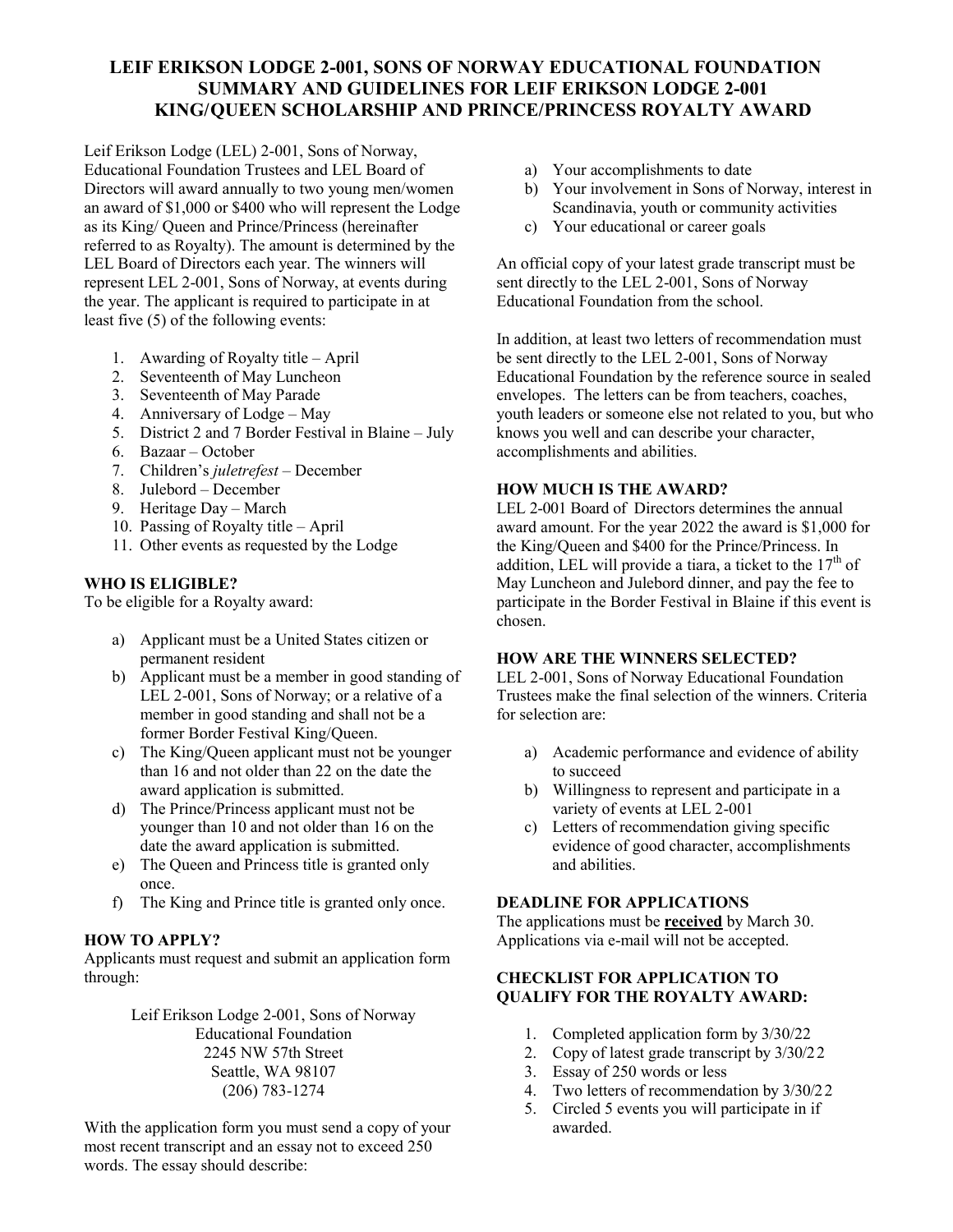# LEIF ERIKSON LODGE 2-001, SONS OF NORWAY EDUCATIONAL FOUNDATION SUMMARY AND GUIDELINES FOR LEIF ERIKSON LODGE 2-001 KING/QUEEN SCHOLARSHIP AND PRINCE/PRINCESS ROYALTY AWARD

Leif Erikson Lodge (LEL) 2-001, Sons of Norway, Educational Foundation Trustees and LEL Board of Directors will award annually to two young men/women an award of $1,000 or $400 who will represent the Lodge as its King/ Queen and Prince/Princess (hereinafter referred to as Royalty). The amount is determined by the LEL Board of Directors each year. The winners will represent LEL 2-001, Sons of Norway, at events during the year. The applicant is required to participate in at least five (5) of the following events:

1. Awarding of Royalty title – April
2. Seventeenth of May Luncheon
3. Seventeenth of May Parade
4. Anniversary of Lodge – May
5. District 2 and 7 Border Festival in Blaine – July
6. Bazaar – October
7. Children's *juletrefest* – December
8. Julebord – December
9. Heritage Day – March
10. Passing of Royalty title – April
11. Other events as requested by the Lodge

### WHO IS ELIGIBLE?

To be eligible for a Royalty award:

a) Applicant must be a United States citizen or permanent resident
b) Applicant must be a member in good standing of LEL 2-001, Sons of Norway; or a relative of a member in good standing and shall not be a former Border Festival King/Queen.
c) The King/Queen applicant must not be younger than 16 and not older than 22 on the date the award application is submitted.
d) The Prince/Princess applicant must not be younger than 10 and not older than 16 on the date the award application is submitted.
e) The Queen and Princess title is granted only once.
f) The King and Prince title is granted only once.

### HOW TO APPLY?

Applicants must request and submit an application form through:

Leif Erikson Lodge 2-001, Sons of Norway  
Educational Foundation  
2245 NW 57th Street  
Seattle, WA 98107  
(206) 783-1274

With the application form you must send a copy of your most recent transcript and an essay not to exceed 250 words. The essay should describe:

a) Your accomplishments to date
b) Your involvement in Sons of Norway, interest in Scandinavia, youth or community activities
c) Your educational or career goals

An official copy of your latest grade transcript must be sent directly to the LEL 2-001, Sons of Norway Educational Foundation from the school.

In addition, at least two letters of recommendation must be sent directly to the LEL 2-001, Sons of Norway Educational Foundation by the reference source in sealed envelopes. The letters can be from teachers, coaches, youth leaders or someone else not related to you, but who knows you well and can describe your character, accomplishments and abilities.

### HOW MUCH IS THE AWARD?

LEL 2-001 Board of Directors determines the annual award amount. For the year 2022 the award is $1,000 for the King/Queen and $400 for the Prince/Princess. In addition, LEL will provide a tiara, a ticket to the 17th of May Luncheon and Julebord dinner, and pay the fee to participate in the Border Festival in Blaine if this event is chosen.

### HOW ARE THE WINNERS SELECTED?

LEL 2-001, Sons of Norway Educational Foundation Trustees make the final selection of the winners. Criteria for selection are:

a) Academic performance and evidence of ability to succeed
b) Willingness to represent and participate in a variety of events at LEL 2-001
c) Letters of recommendation giving specific evidence of good character, accomplishments and abilities.

### DEADLINE FOR APPLICATIONS

The applications must be **received** by March 30. Applications via e-mail will not be accepted.

### CHECKLIST FOR APPLICATION TO QUALIFY FOR THE ROYALTY AWARD:

1. Completed application form by 3/30/22
2. Copy of latest grade transcript by 3/30/22
3. Essay of 250 words or less
4. Two letters of recommendation by 3/30/22
5. Circled 5 events you will participate in if awarded.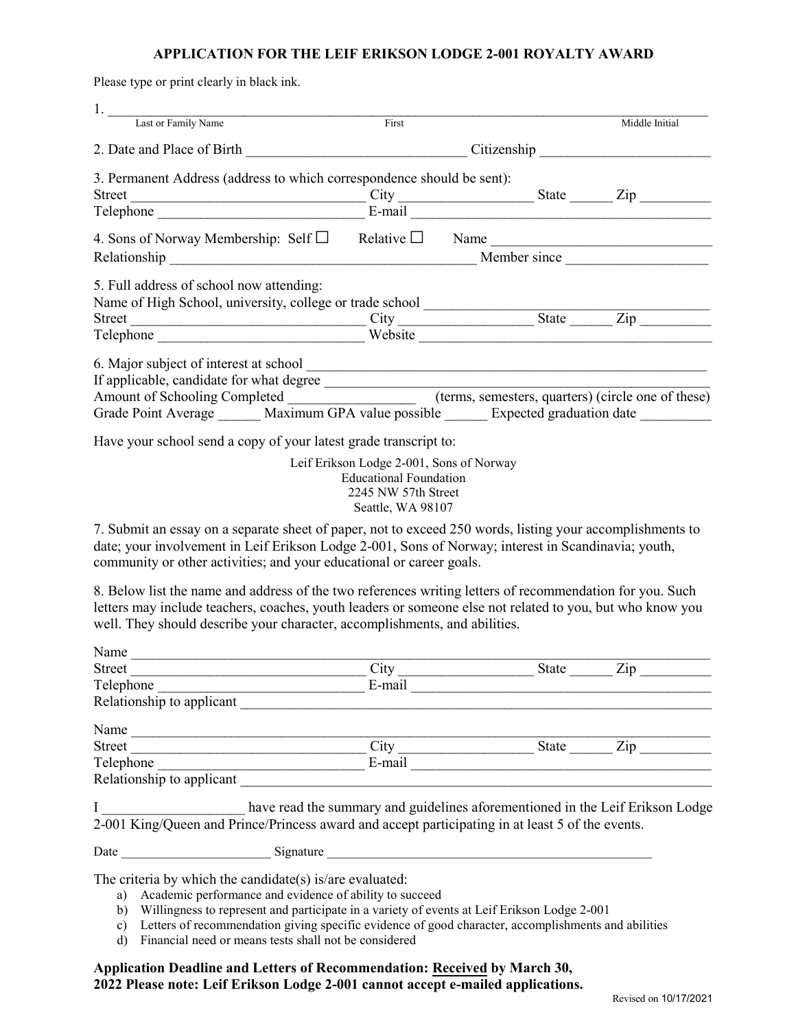## APPLICATION FOR THE LEIF ERIKSON LODGE 2-001 ROYALTY AWARD

Please type or print clearly in black ink.

1. \_\_\_\_\_\_\_\_\_\_\_\_\_\_\_\_\_\_\_\_\_\_\_\_\_\_\_\_\_\_\_\_\_\_\_\_\_\_\_\_\_\_\_\_\_\_\_\_\_\_\_\_\_\_\_\_\_\_\_\_\_\_\_\_\_\_\_\_\_\_\_\_\_\_
   Last or Family Name First Middle Initial

2. Date and Place of Birth \_\_\_\_\_\_\_\_\_\_\_\_\_\_\_\_\_\_\_\_\_\_\_\_\_\_\_\_\_\_ Citizenship \_\_\_\_\_\_\_\_\_\_\_\_\_\_\_\_\_\_\_\_\_\_\_\_

3. Permanent Address (address to which correspondence should be sent):
Street \_\_\_\_\_\_\_\_\_\_\_\_\_\_\_\_\_\_\_\_\_\_\_\_\_\_\_\_\_\_\_\_ City \_\_\_\_\_\_\_\_\_\_\_\_\_\_\_\_\_\_ State \_\_\_\_\_\_ Zip \_\_\_\_\_\_\_\_\_\_
Telephone \_\_\_\_\_\_\_\_\_\_\_\_\_\_\_\_\_\_\_\_\_\_\_\_\_\_\_\_\_ E-mail \_\_\_\_\_\_\_\_\_\_\_\_\_\_\_\_\_\_\_\_\_\_\_\_\_\_\_\_\_\_\_\_\_\_\_\_\_\_\_\_\_\_

4. Sons of Norway Membership: Self ☐ Relative ☐ Name \_\_\_\_\_\_\_\_\_\_\_\_\_\_\_\_\_\_\_\_\_\_\_\_\_\_\_\_\_\_\_
Relationship \_\_\_\_\_\_\_\_\_\_\_\_\_\_\_\_\_\_\_\_\_\_\_\_\_\_\_\_\_\_\_\_\_\_\_\_\_\_\_\_\_\_\_ Member since \_\_\_\_\_\_\_\_\_\_\_\_\_\_\_\_\_\_\_\_

5. Full address of school now attending:
Name of High School, university, college or trade school \_\_\_\_\_\_\_\_\_\_\_\_\_\_\_\_\_\_\_\_\_\_\_\_\_\_\_\_\_\_\_\_\_\_\_\_\_\_\_\_
Street \_\_\_\_\_\_\_\_\_\_\_\_\_\_\_\_\_\_\_\_\_\_\_\_\_\_\_\_\_\_\_\_\_ City \_\_\_\_\_\_\_\_\_\_\_\_\_\_\_\_\_\_ State \_\_\_\_\_\_ Zip \_\_\_\_\_\_\_\_\_\_
Telephone \_\_\_\_\_\_\_\_\_\_\_\_\_\_\_\_\_\_\_\_\_\_\_\_\_\_\_\_\_ Website \_\_\_\_\_\_\_\_\_\_\_\_\_\_\_\_\_\_\_\_\_\_\_\_\_\_\_\_\_\_\_\_\_\_\_\_\_\_\_\_\_\_

6. Major subject of interest at school \_\_\_\_\_\_\_\_\_\_\_\_\_\_\_\_\_\_\_\_\_\_\_\_\_\_\_\_\_\_\_\_\_\_\_\_\_\_\_\_\_\_\_\_\_\_\_\_\_\_\_\_\_\_\_\_
If applicable, candidate for what degree \_\_\_\_\_\_\_\_\_\_\_\_\_\_\_\_\_\_\_\_\_\_\_\_\_\_\_\_\_\_\_\_\_\_\_\_\_\_\_\_\_\_\_\_\_\_\_\_\_\_\_\_\_\_
Amount of Schooling Completed \_\_\_\_\_\_\_\_\_\_\_\_\_\_\_\_\_\_ (terms, semesters, quarters) (circle one of these)
Grade Point Average \_\_\_\_\_\_ Maximum GPA value possible \_\_\_\_\_\_ Expected graduation date \_\_\_\_\_\_\_\_\_\_

Have your school send a copy of your latest grade transcript to:

Leif Erikson Lodge 2-001, Sons of Norway
Educational Foundation
2245 NW 57th Street
Seattle, WA 98107

7. Submit an essay on a separate sheet of paper, not to exceed 250 words, listing your accomplishments to date; your involvement in Leif Erikson Lodge 2-001, Sons of Norway; interest in Scandinavia; youth, community or other activities; and your educational or career goals.

8. Below list the name and address of the two references writing letters of recommendation for you. Such letters may include teachers, coaches, youth leaders or someone else not related to you, but who know you well. They should describe your character, accomplishments, and abilities.

Name \_\_\_\_\_\_\_\_\_\_\_\_\_\_\_\_\_\_\_\_\_\_\_\_\_\_\_\_\_\_\_\_\_\_\_\_\_\_\_\_\_\_\_\_\_\_\_\_\_\_\_\_\_\_\_\_\_\_\_\_\_\_\_\_\_\_\_\_\_\_\_\_\_\_\_
Street \_\_\_\_\_\_\_\_\_\_\_\_\_\_\_\_\_\_\_\_\_\_\_\_\_\_\_\_\_\_\_\_\_ City \_\_\_\_\_\_\_\_\_\_\_\_\_\_\_\_\_\_ State \_\_\_\_\_\_ Zip \_\_\_\_\_\_\_\_\_\_
Telephone \_\_\_\_\_\_\_\_\_\_\_\_\_\_\_\_\_\_\_\_\_\_\_\_\_\_\_\_\_ E-mail \_\_\_\_\_\_\_\_\_\_\_\_\_\_\_\_\_\_\_\_\_\_\_\_\_\_\_\_\_\_\_\_\_\_\_\_\_\_\_\_\_\_
Relationship to applicant \_\_\_\_\_\_\_\_\_\_\_\_\_\_\_\_\_\_\_\_\_\_\_\_\_\_\_\_\_\_\_\_\_\_\_\_\_\_\_\_\_\_\_\_\_\_\_\_\_\_\_\_\_\_\_\_\_\_\_\_\_\_\_\_

Name \_\_\_\_\_\_\_\_\_\_\_\_\_\_\_\_\_\_\_\_\_\_\_\_\_\_\_\_\_\_\_\_\_\_\_\_\_\_\_\_\_\_\_\_\_\_\_\_\_\_\_\_\_\_\_\_\_\_\_\_\_\_\_\_\_\_\_\_\_\_\_\_\_\_\_
Street \_\_\_\_\_\_\_\_\_\_\_\_\_\_\_\_\_\_\_\_\_\_\_\_\_\_\_\_\_\_\_\_\_ City \_\_\_\_\_\_\_\_\_\_\_\_\_\_\_\_\_\_ State \_\_\_\_\_\_ Zip \_\_\_\_\_\_\_\_\_\_
Telephone \_\_\_\_\_\_\_\_\_\_\_\_\_\_\_\_\_\_\_\_\_\_\_\_\_\_\_\_\_ E-mail \_\_\_\_\_\_\_\_\_\_\_\_\_\_\_\_\_\_\_\_\_\_\_\_\_\_\_\_\_\_\_\_\_\_\_\_\_\_\_\_\_\_
Relationship to applicant \_\_\_\_\_\_\_\_\_\_\_\_\_\_\_\_\_\_\_\_\_\_\_\_\_\_\_\_\_\_\_\_\_\_\_\_\_\_\_\_\_\_\_\_\_\_\_\_\_\_\_\_\_\_\_\_\_\_\_\_\_\_\_\_

I \_\_\_\_\_\_\_\_\_\_\_\_\_\_\_\_\_\_\_\_ have read the summary and guidelines aforementioned in the Leif Erikson Lodge 2-001 King/Queen and Prince/Princess award and accept participating in at least 5 of the events.

Date \_\_\_\_\_\_\_\_\_\_\_\_\_\_\_\_\_\_\_\_\_\_ Signature \_\_\_\_\_\_\_\_\_\_\_\_\_\_\_\_\_\_\_\_\_\_\_\_\_\_\_\_\_\_\_\_\_\_\_\_\_\_\_\_\_\_\_\_\_\_\_\_\_\_

The criteria by which the candidate(s) is/are evaluated:

a) Academic performance and evidence of ability to succeed
b) Willingness to represent and participate in a variety of events at Leif Erikson Lodge 2-001
c) Letters of recommendation giving specific evidence of good character, accomplishments and abilities
d) Financial need or means tests shall not be considered

**Application Deadline and Letters of Recommendation: Received by March 30, 2022 Please note: Leif Erikson Lodge 2-001 cannot accept e-mailed applications.**

Revised on 10/17/2021